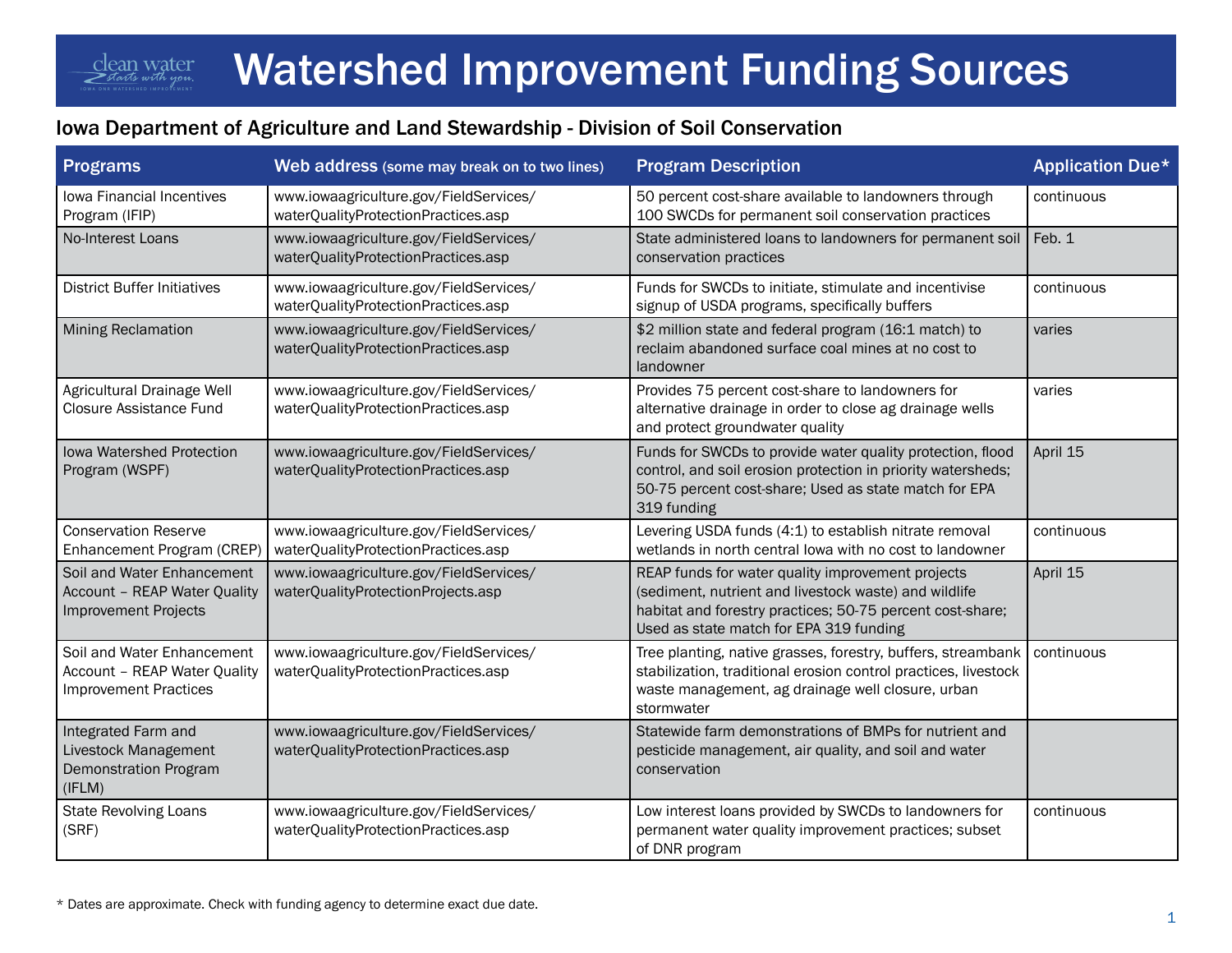# Watershed Improvement Funding Sources

## Iowa Department of Agriculture and Land Stewardship - Division of Soil Conservation

| Programs | Web address (some may break on to two lines) | Program Description | Application Due* |
|---|---|---|---|
| Iowa Financial Incentives Program (IFIP) | www.iowaagriculture.gov/FieldServices/waterQualityProtectionPractices.asp | 50 percent cost-share available to landowners through 100 SWCDs for permanent soil conservation practices | continuous |
| No-Interest Loans | www.iowaagriculture.gov/FieldServices/waterQualityProtectionPractices.asp | State administered loans to landowners for permanent soil conservation practices | Feb. 1 |
| District Buffer Initiatives | www.iowaagriculture.gov/FieldServices/waterQualityProtectionPractices.asp | Funds for SWCDs to initiate, stimulate and incentivise signup of USDA programs, specifically buffers | continuous |
| Mining Reclamation | www.iowaagriculture.gov/FieldServices/waterQualityProtectionPractices.asp | $2 million state and federal program (16:1 match) to reclaim abandoned surface coal mines at no cost to landowner | varies |
| Agricultural Drainage Well Closure Assistance Fund | www.iowaagriculture.gov/FieldServices/waterQualityProtectionPractices.asp | Provides 75 percent cost-share to landowners for alternative drainage in order to close ag drainage wells and protect groundwater quality | varies |
| Iowa Watershed Protection Program (WSPF) | www.iowaagriculture.gov/FieldServices/waterQualityProtectionPractices.asp | Funds for SWCDs to provide water quality protection, flood control, and soil erosion protection in priority watersheds; 50-75 percent cost-share; Used as state match for EPA 319 funding | April 15 |
| Conservation Reserve Enhancement Program (CREP) | www.iowaagriculture.gov/FieldServices/waterQualityProtectionPractices.asp | Levering USDA funds (4:1) to establish nitrate removal wetlands in north central Iowa with no cost to landowner | continuous |
| Soil and Water Enhancement Account – REAP Water Quality Improvement Projects | www.iowaagriculture.gov/FieldServices/waterQualityProtectionProjects.asp | REAP funds for water quality improvement projects (sediment, nutrient and livestock waste) and wildlife habitat and forestry practices; 50-75 percent cost-share; Used as state match for EPA 319 funding | April 15 |
| Soil and Water Enhancement Account – REAP Water Quality Improvement Practices | www.iowaagriculture.gov/FieldServices/waterQualityProtectionPractices.asp | Tree planting, native grasses, forestry, buffers, streambank stabilization, traditional erosion control practices, livestock waste management, ag drainage well closure, urban stormwater | continuous |
| Integrated Farm and Livestock Management Demonstration Program (IFLM) | www.iowaagriculture.gov/FieldServices/waterQualityProtectionPractices.asp | Statewide farm demonstrations of BMPs for nutrient and pesticide management, air quality, and soil and water conservation | |
| State Revolving Loans (SRF) | www.iowaagriculture.gov/FieldServices/waterQualityProtectionPractices.asp | Low interest loans provided by SWCDs to landowners for permanent water quality improvement practices; subset of DNR program | continuous |

\* Dates are approximate. Check with funding agency to determine exact due date.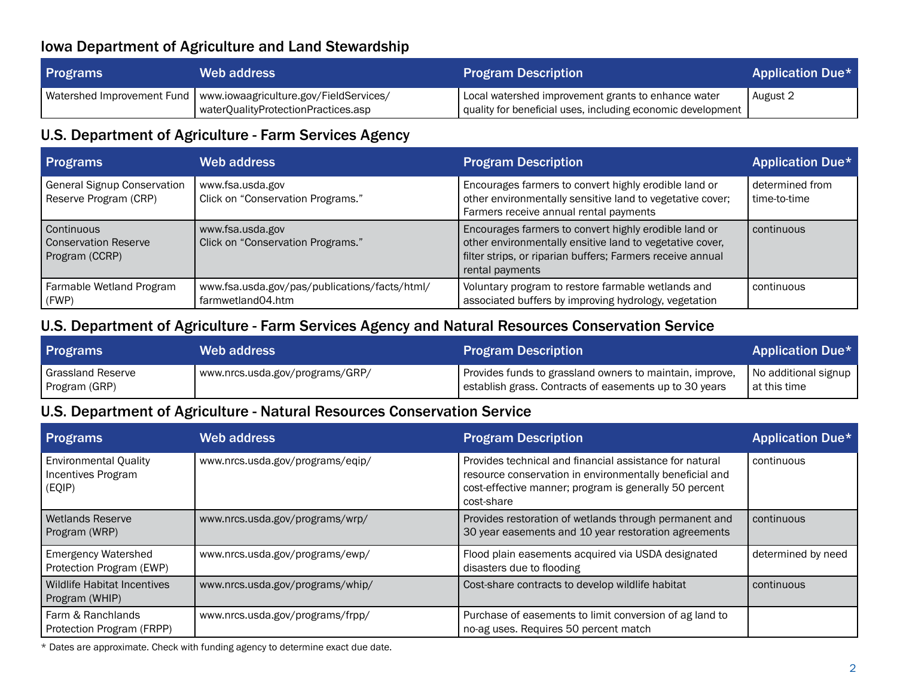## Iowa Department of Agriculture and Land Stewardship

| Programs | Web address | Program Description | Application Due* |
|---|---|---|---|
| Watershed Improvement Fund | www.iowaagriculture.gov/FieldServices/waterQualityProtectionPractices.asp | Local watershed improvement grants to enhance water quality for beneficial uses, including economic development | August 2 |

## U.S. Department of Agriculture - Farm Services Agency

| Programs | Web address | Program Description | Application Due* |
|---|---|---|---|
| General Signup Conservation Reserve Program (CRP) | www.fsa.usda.gov Click on "Conservation Programs." | Encourages farmers to convert highly erodible land or other environmentally sensitive land to vegetative cover; Farmers receive annual rental payments | determined from time-to-time |
| Continuous Conservation Reserve Program (CCRP) | www.fsa.usda.gov Click on "Conservation Programs." | Encourages farmers to convert highly erodible land or other environmentally ensitive land to vegetative cover, filter strips, or riparian buffers; Farmers receive annual rental payments | continuous |
| Farmable Wetland Program (FWP) | www.fsa.usda.gov/pas/publications/facts/html/farmwetland04.htm | Voluntary program to restore farmable wetlands and associated buffers by improving hydrology, vegetation | continuous |

## U.S. Department of Agriculture - Farm Services Agency and Natural Resources Conservation Service

| Programs | Web address | Program Description | Application Due* |
|---|---|---|---|
| Grassland Reserve Program (GRP) | www.nrcs.usda.gov/programs/GRP/ | Provides funds to grassland owners to maintain, improve, establish grass. Contracts of easements up to 30 years | No additional signup at this time |

## U.S. Department of Agriculture - Natural Resources Conservation Service

| Programs | Web address | Program Description | Application Due* |
|---|---|---|---|
| Environmental Quality Incentives Program (EQIP) | www.nrcs.usda.gov/programs/eqip/ | Provides technical and financial assistance for natural resource conservation in environmentally beneficial and cost-effective manner; program is generally 50 percent cost-share | continuous |
| Wetlands Reserve Program (WRP) | www.nrcs.usda.gov/programs/wrp/ | Provides restoration of wetlands through permanent and 30 year easements and 10 year restoration agreements | continuous |
| Emergency Watershed Protection Program (EWP) | www.nrcs.usda.gov/programs/ewp/ | Flood plain easements acquired via USDA designated disasters due to flooding | determined by need |
| Wildlife Habitat Incentives Program (WHIP) | www.nrcs.usda.gov/programs/whip/ | Cost-share contracts to develop wildlife habitat | continuous |
| Farm & Ranchlands Protection Program (FRPP) | www.nrcs.usda.gov/programs/frpp/ | Purchase of easements to limit conversion of ag land to no-ag uses. Requires 50 percent match | |

* Dates are approximate. Check with funding agency to determine exact due date.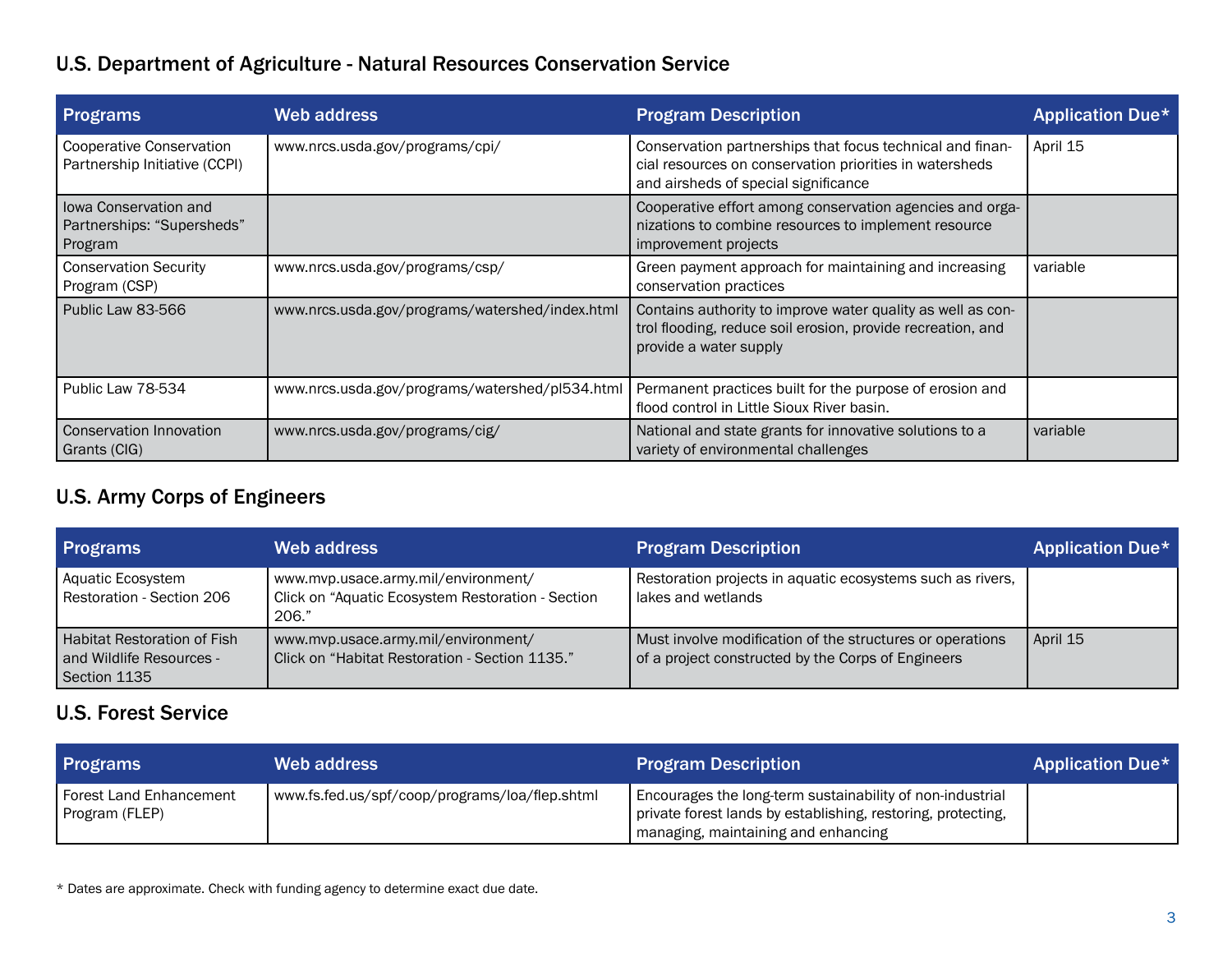## U.S. Department of Agriculture - Natural Resources Conservation Service

| Programs | Web address | Program Description | Application Due* |
|---|---|---|---|
| Cooperative Conservation Partnership Initiative (CCPI) | www.nrcs.usda.gov/programs/cpi/ | Conservation partnerships that focus technical and financial resources on conservation priorities in watersheds and airsheds of special significance | April 15 |
| Iowa Conservation and Partnerships: "Supersheds" Program | | Cooperative effort among conservation agencies and organizations to combine resources to implement resource improvement projects | |
| Conservation Security Program (CSP) | www.nrcs.usda.gov/programs/csp/ | Green payment approach for maintaining and increasing conservation practices | variable |
| Public Law 83-566 | www.nrcs.usda.gov/programs/watershed/index.html | Contains authority to improve water quality as well as control flooding, reduce soil erosion, provide recreation, and provide a water supply | |
| Public Law 78-534 | www.nrcs.usda.gov/programs/watershed/pl534.html | Permanent practices built for the purpose of erosion and flood control in Little Sioux River basin. | |
| Conservation Innovation Grants (CIG) | www.nrcs.usda.gov/programs/cig/ | National and state grants for innovative solutions to a variety of environmental challenges | variable |

## U.S. Army Corps of Engineers

| Programs | Web address | Program Description | Application Due* |
|---|---|---|---|
| Aquatic Ecosystem Restoration - Section 206 | www.mvp.usace.army.mil/environment/ Click on "Aquatic Ecosystem Restoration - Section 206." | Restoration projects in aquatic ecosystems such as rivers, lakes and wetlands | |
| Habitat Restoration of Fish and Wildlife Resources - Section 1135 | www.mvp.usace.army.mil/environment/ Click on "Habitat Restoration - Section 1135." | Must involve modification of the structures or operations of a project constructed by the Corps of Engineers | April 15 |

## U.S. Forest Service

| Programs | Web address | Program Description | Application Due* |
|---|---|---|---|
| Forest Land Enhancement Program (FLEP) | www.fs.fed.us/spf/coop/programs/loa/flep.shtml | Encourages the long-term sustainability of non-industrial private forest lands by establishing, restoring, protecting, managing, maintaining and enhancing | |

* Dates are approximate. Check with funding agency to determine exact due date.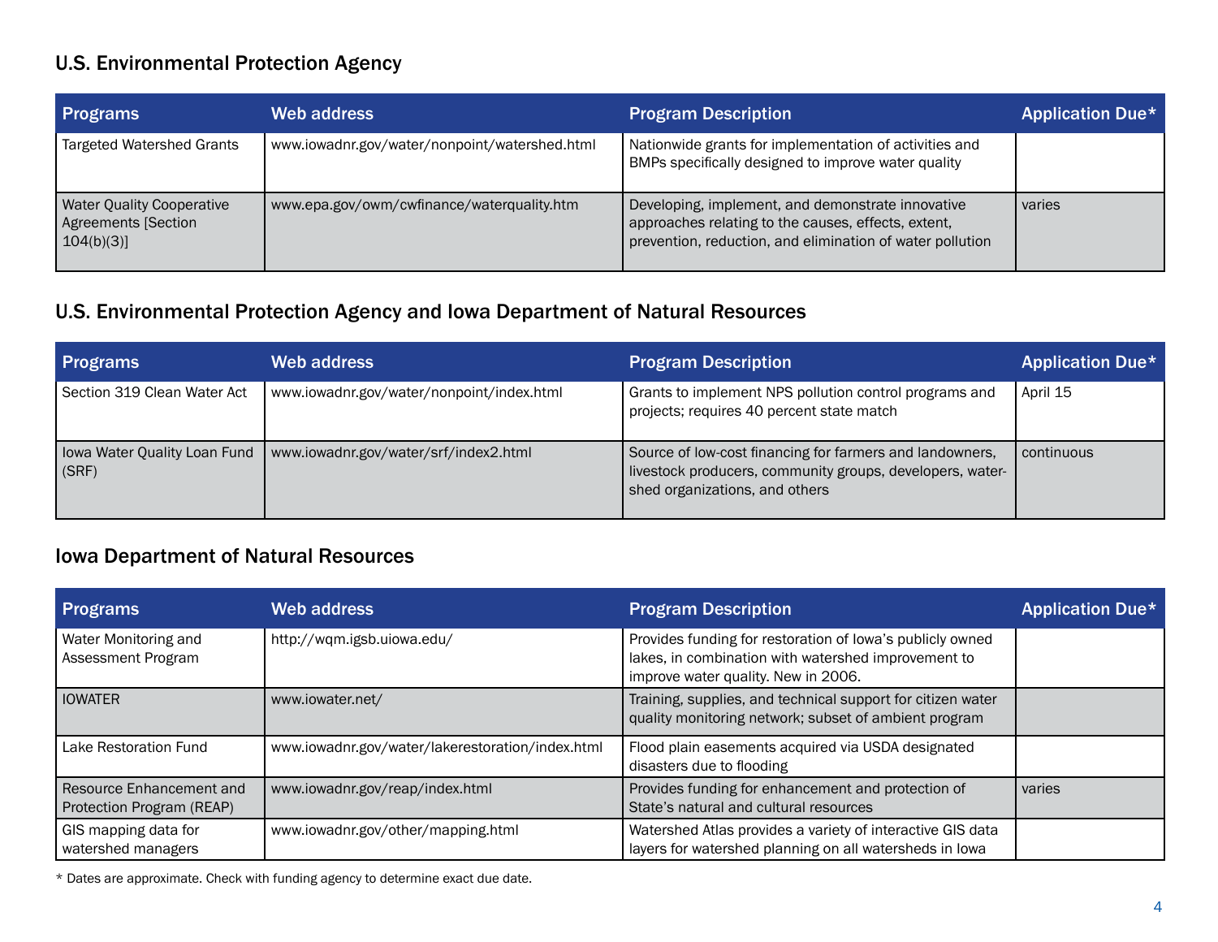## U.S. Environmental Protection Agency

| Programs | Web address | Program Description | Application Due* |
|---|---|---|---|
| Targeted Watershed Grants | www.iowadnr.gov/water/nonpoint/watershed.html | Nationwide grants for implementation of activities and BMPs specifically designed to improve water quality | |
| Water Quality Cooperative Agreements [Section 104(b)(3)] | www.epa.gov/owm/cwfinance/waterquality.htm | Developing, implement, and demonstrate innovative approaches relating to the causes, effects, extent, prevention, reduction, and elimination of water pollution | varies |

## U.S. Environmental Protection Agency and Iowa Department of Natural Resources

| Programs | Web address | Program Description | Application Due* |
|---|---|---|---|
| Section 319 Clean Water Act | www.iowadnr.gov/water/nonpoint/index.html | Grants to implement NPS pollution control programs and projects; requires 40 percent state match | April 15 |
| Iowa Water Quality Loan Fund (SRF) | www.iowadnr.gov/water/srf/index2.html | Source of low-cost financing for farmers and landowners, livestock producers, community groups, developers, watershed organizations, and others | continuous |

## Iowa Department of Natural Resources

| Programs | Web address | Program Description | Application Due* |
|---|---|---|---|
| Water Monitoring and Assessment Program | http://wqm.igsb.uiowa.edu/ | Provides funding for restoration of Iowa's publicly owned lakes, in combination with watershed improvement to improve water quality. New in 2006. | |
| IOWATER | www.iowater.net/ | Training, supplies, and technical support for citizen water quality monitoring network; subset of ambient program | |
| Lake Restoration Fund | www.iowadnr.gov/water/lakerestoration/index.html | Flood plain easements acquired via USDA designated disasters due to flooding | |
| Resource Enhancement and Protection Program (REAP) | www.iowadnr.gov/reap/index.html | Provides funding for enhancement and protection of State's natural and cultural resources | varies |
| GIS mapping data for watershed managers | www.iowadnr.gov/other/mapping.html | Watershed Atlas provides a variety of interactive GIS data layers for watershed planning on all watersheds in Iowa | |

* Dates are approximate. Check with funding agency to determine exact due date.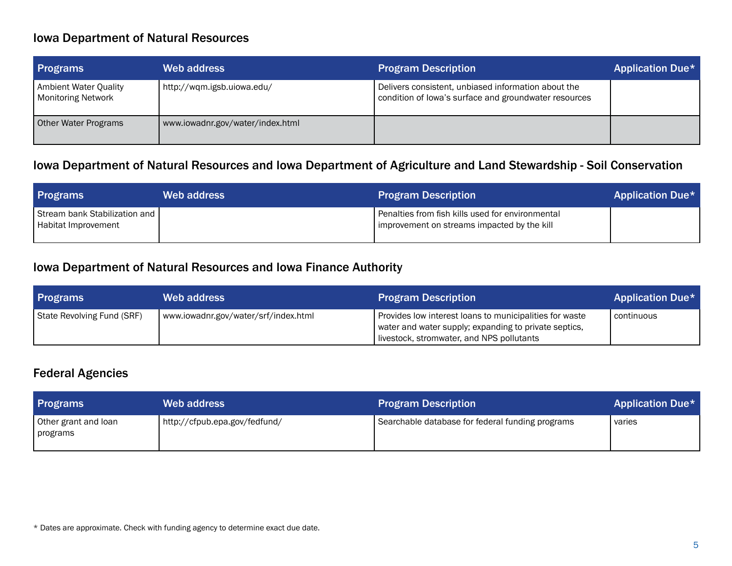## Iowa Department of Natural Resources

| Programs | Web address | Program Description | Application Due* |
|---|---|---|---|
| Ambient Water Quality Monitoring Network | http://wqm.igsb.uiowa.edu/ | Delivers consistent, unbiased information about the condition of Iowa's surface and groundwater resources | |
| Other Water Programs | www.iowadnr.gov/water/index.html | | |

## Iowa Department of Natural Resources and Iowa Department of Agriculture and Land Stewardship - Soil Conservation

| Programs | Web address | Program Description | Application Due* |
|---|---|---|---|
| Stream bank Stabilization and Habitat Improvement | | Penalties from fish kills used for environmental improvement on streams impacted by the kill | |

## Iowa Department of Natural Resources and Iowa Finance Authority

| Programs | Web address | Program Description | Application Due* |
|---|---|---|---|
| State Revolving Fund (SRF) | www.iowadnr.gov/water/srf/index.html | Provides low interest loans to municipalities for waste water and water supply; expanding to private septics, livestock, stromwater, and NPS pollutants | continuous |

## Federal Agencies

| Programs | Web address | Program Description | Application Due* |
|---|---|---|---|
| Other grant and loan programs | http://cfpub.epa.gov/fedfund/ | Searchable database for federal funding programs | varies |

* Dates are approximate. Check with funding agency to determine exact due date.